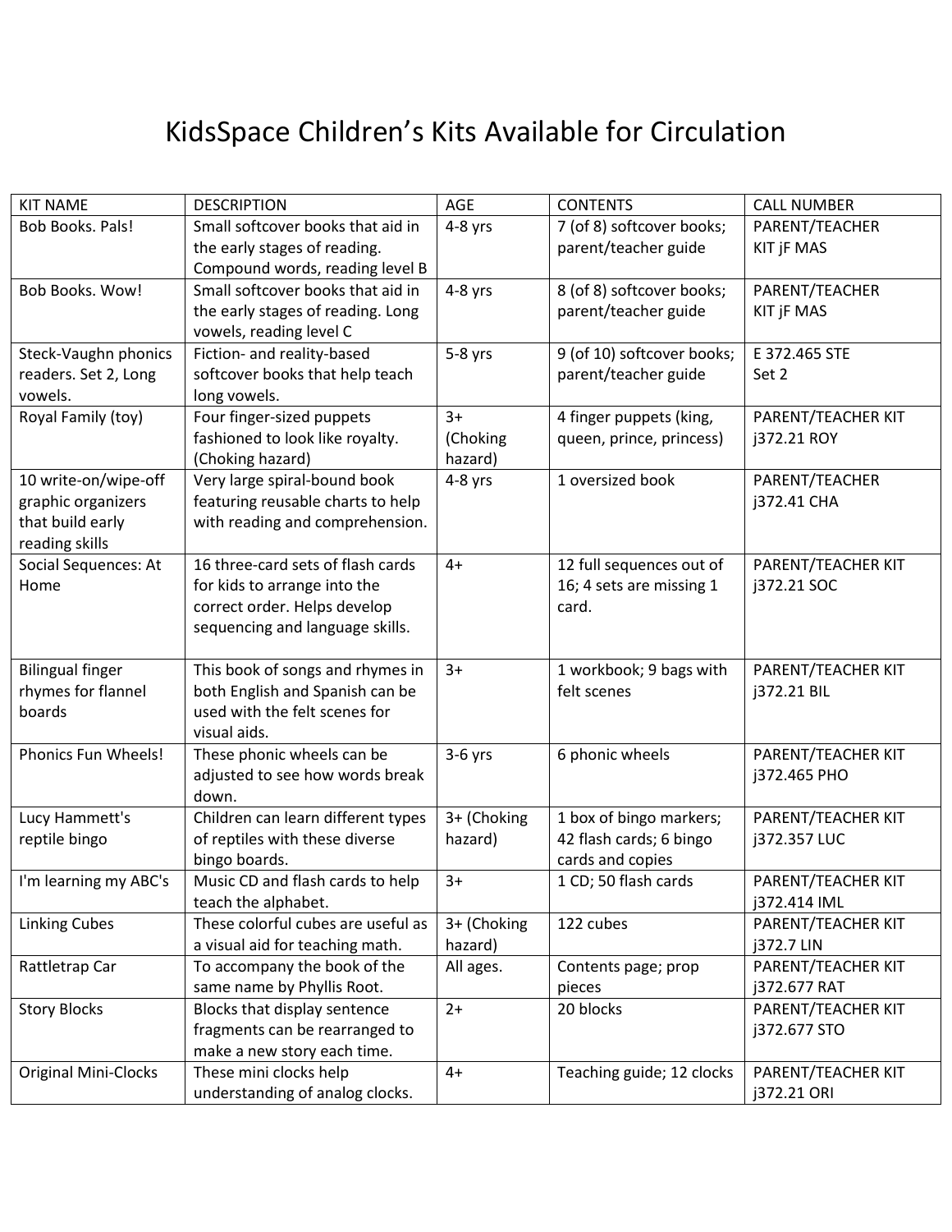# KidsSpace Children's Kits Available for Circulation

| KIT NAME | DESCRIPTION | AGE | CONTENTS | CALL NUMBER |
|---|---|---|---|---|
| Bob Books. Pals! | Small softcover books that aid in the early stages of reading. Compound words, reading level B | 4-8 yrs | 7 (of 8) softcover books; parent/teacher guide | PARENT/TEACHER KIT jF MAS |
| Bob Books. Wow! | Small softcover books that aid in the early stages of reading. Long vowels, reading level C | 4-8 yrs | 8 (of 8) softcover books; parent/teacher guide | PARENT/TEACHER KIT jF MAS |
| Steck-Vaughn phonics readers. Set 2, Long vowels. | Fiction- and reality-based softcover books that help teach long vowels. | 5-8 yrs | 9 (of 10) softcover books; parent/teacher guide | E 372.465 STE Set 2 |
| Royal Family (toy) | Four finger-sized puppets fashioned to look like royalty. (Choking hazard) | 3+ (Choking hazard) | 4 finger puppets (king, queen, prince, princess) | PARENT/TEACHER KIT j372.21 ROY |
| 10 write-on/wipe-off graphic organizers that build early reading skills | Very large spiral-bound book featuring reusable charts to help with reading and comprehension. | 4-8 yrs | 1 oversized book | PARENT/TEACHER j372.41 CHA |
| Social Sequences: At Home | 16 three-card sets of flash cards for kids to arrange into the correct order. Helps develop sequencing and language skills. | 4+ | 12 full sequences out of 16; 4 sets are missing 1 card. | PARENT/TEACHER KIT j372.21 SOC |
| Bilingual finger rhymes for flannel boards | This book of songs and rhymes in both English and Spanish can be used with the felt scenes for visual aids. | 3+ | 1 workbook; 9 bags with felt scenes | PARENT/TEACHER KIT j372.21 BIL |
| Phonics Fun Wheels! | These phonic wheels can be adjusted to see how words break down. | 3-6 yrs | 6 phonic wheels | PARENT/TEACHER KIT j372.465 PHO |
| Lucy Hammett's reptile bingo | Children can learn different types of reptiles with these diverse bingo boards. | 3+ (Choking hazard) | 1 box of bingo markers; 42 flash cards; 6 bingo cards and copies | PARENT/TEACHER KIT j372.357 LUC |
| I'm learning my ABC's | Music CD and flash cards to help teach the alphabet. | 3+ | 1 CD; 50 flash cards | PARENT/TEACHER KIT j372.414 IML |
| Linking Cubes | These colorful cubes are useful as a visual aid for teaching math. | 3+ (Choking hazard) | 122 cubes | PARENT/TEACHER KIT j372.7 LIN |
| Rattletrap Car | To accompany the book of the same name by Phyllis Root. | All ages. | Contents page; prop pieces | PARENT/TEACHER KIT j372.677 RAT |
| Story Blocks | Blocks that display sentence fragments can be rearranged to make a new story each time. | 2+ | 20 blocks | PARENT/TEACHER KIT j372.677 STO |
| Original Mini-Clocks | These mini clocks help understanding of analog clocks. | 4+ | Teaching guide; 12 clocks | PARENT/TEACHER KIT j372.21 ORI |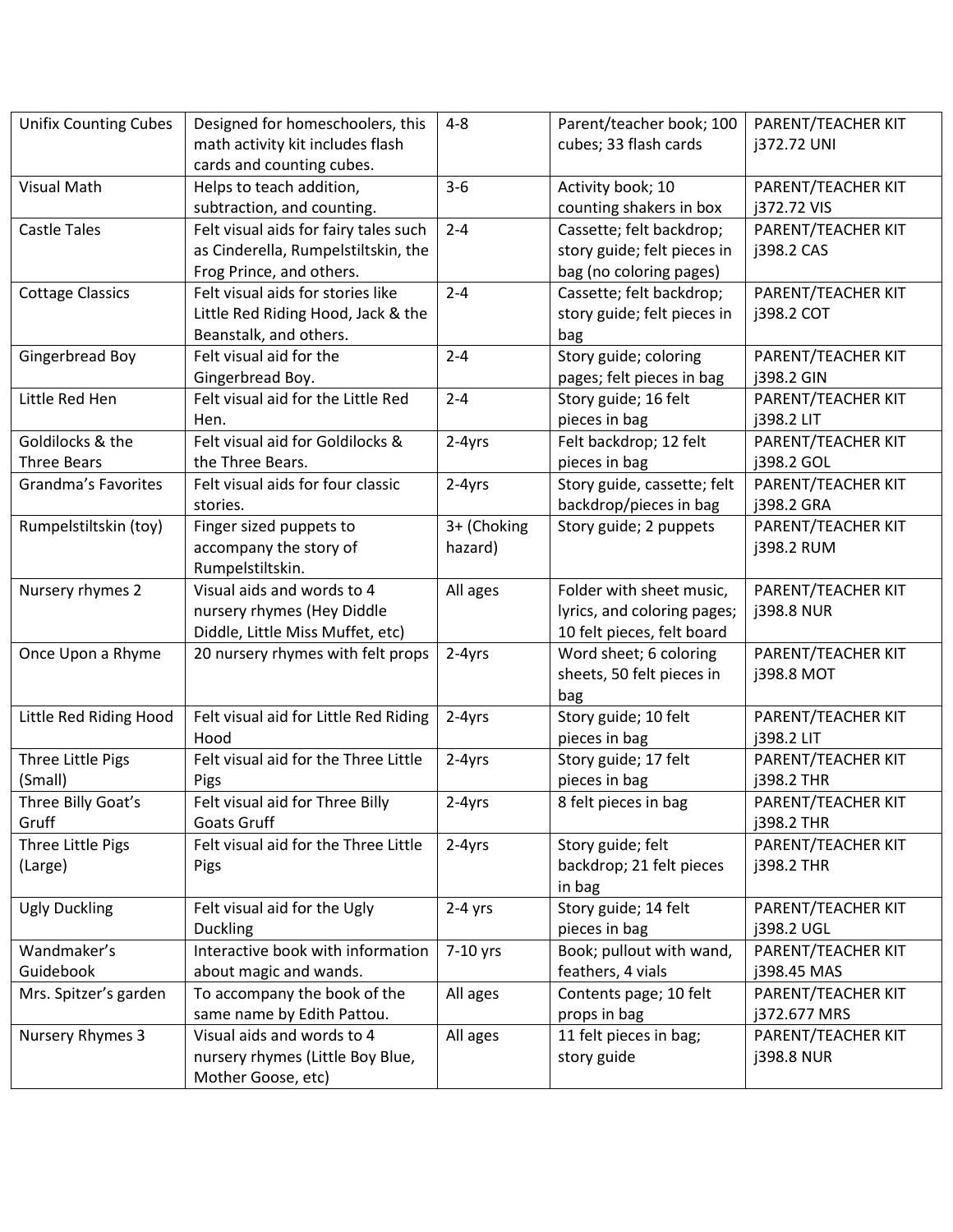| Unifix Counting Cubes | Designed for homeschoolers, this math activity kit includes flash cards and counting cubes. | 4-8 | Parent/teacher book; 100 cubes; 33 flash cards | PARENT/TEACHER KIT j372.72 UNI |
|---|---|---|---|---|
| Visual Math | Helps to teach addition, subtraction, and counting. | 3-6 | Activity book; 10 counting shakers in box | PARENT/TEACHER KIT j372.72 VIS |
| Castle Tales | Felt visual aids for fairy tales such as Cinderella, Rumpelstiltskin, the Frog Prince, and others. | 2-4 | Cassette; felt backdrop; story guide; felt pieces in bag (no coloring pages) | PARENT/TEACHER KIT j398.2 CAS |
| Cottage Classics | Felt visual aids for stories like Little Red Riding Hood, Jack & the Beanstalk, and others. | 2-4 | Cassette; felt backdrop; story guide; felt pieces in bag | PARENT/TEACHER KIT j398.2 COT |
| Gingerbread Boy | Felt visual aid for the Gingerbread Boy. | 2-4 | Story guide; coloring pages; felt pieces in bag | PARENT/TEACHER KIT j398.2 GIN |
| Little Red Hen | Felt visual aid for the Little Red Hen. | 2-4 | Story guide; 16 felt pieces in bag | PARENT/TEACHER KIT j398.2 LIT |
| Goldilocks & the Three Bears | Felt visual aid for Goldilocks & the Three Bears. | 2-4yrs | Felt backdrop; 12 felt pieces in bag | PARENT/TEACHER KIT j398.2 GOL |
| Grandma's Favorites | Felt visual aids for four classic stories. | 2-4yrs | Story guide, cassette; felt backdrop/pieces in bag | PARENT/TEACHER KIT j398.2 GRA |
| Rumpelstiltskin (toy) | Finger sized puppets to accompany the story of Rumpelstiltskin. | 3+ (Choking hazard) | Story guide; 2 puppets | PARENT/TEACHER KIT j398.2 RUM |
| Nursery rhymes 2 | Visual aids and words to 4 nursery rhymes (Hey Diddle Diddle, Little Miss Muffet, etc) | All ages | Folder with sheet music, lyrics, and coloring pages; 10 felt pieces, felt board | PARENT/TEACHER KIT j398.8 NUR |
| Once Upon a Rhyme | 20 nursery rhymes with felt props | 2-4yrs | Word sheet; 6 coloring sheets, 50 felt pieces in bag | PARENT/TEACHER KIT j398.8 MOT |
| Little Red Riding Hood | Felt visual aid for Little Red Riding Hood | 2-4yrs | Story guide; 10 felt pieces in bag | PARENT/TEACHER KIT j398.2 LIT |
| Three Little Pigs (Small) | Felt visual aid for the Three Little Pigs | 2-4yrs | Story guide; 17 felt pieces in bag | PARENT/TEACHER KIT j398.2 THR |
| Three Billy Goat's Gruff | Felt visual aid for Three Billy Goats Gruff | 2-4yrs | 8 felt pieces in bag | PARENT/TEACHER KIT j398.2 THR |
| Three Little Pigs (Large) | Felt visual aid for the Three Little Pigs | 2-4yrs | Story guide; felt backdrop; 21 felt pieces in bag | PARENT/TEACHER KIT j398.2 THR |
| Ugly Duckling | Felt visual aid for the Ugly Duckling | 2-4 yrs | Story guide; 14 felt pieces in bag | PARENT/TEACHER KIT j398.2 UGL |
| Wandmaker's Guidebook | Interactive book with information about magic and wands. | 7-10 yrs | Book; pullout with wand, feathers, 4 vials | PARENT/TEACHER KIT j398.45 MAS |
| Mrs. Spitzer's garden | To accompany the book of the same name by Edith Pattou. | All ages | Contents page; 10 felt props in bag | PARENT/TEACHER KIT j372.677 MRS |
| Nursery Rhymes 3 | Visual aids and words to 4 nursery rhymes (Little Boy Blue, Mother Goose, etc) | All ages | 11 felt pieces in bag; story guide | PARENT/TEACHER KIT j398.8 NUR |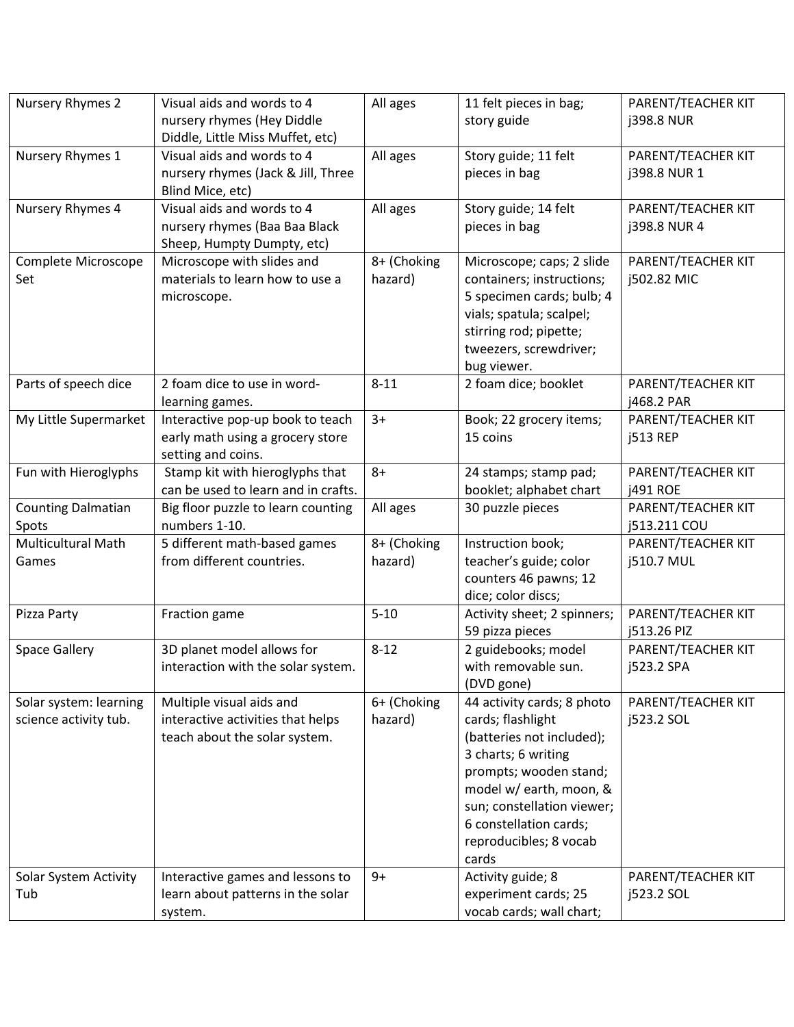| Nursery Rhymes 2 | Visual aids and words to 4 nursery rhymes (Hey Diddle Diddle, Little Miss Muffet, etc) | All ages | 11 felt pieces in bag; story guide | PARENT/TEACHER KIT j398.8 NUR |
|---|---|---|---|---|
| Nursery Rhymes 1 | Visual aids and words to 4 nursery rhymes (Jack & Jill, Three Blind Mice, etc) | All ages | Story guide; 11 felt pieces in bag | PARENT/TEACHER KIT j398.8 NUR 1 |
| Nursery Rhymes 4 | Visual aids and words to 4 nursery rhymes (Baa Baa Black Sheep, Humpty Dumpty, etc) | All ages | Story guide; 14 felt pieces in bag | PARENT/TEACHER KIT j398.8 NUR 4 |
| Complete Microscope Set | Microscope with slides and materials to learn how to use a microscope. | 8+ (Choking hazard) | Microscope; caps; 2 slide containers; instructions; 5 specimen cards; bulb; 4 vials; spatula; scalpel; stirring rod; pipette; tweezers, screwdriver; bug viewer. | PARENT/TEACHER KIT j502.82 MIC |
| Parts of speech dice | 2 foam dice to use in word-learning games. | 8-11 | 2 foam dice; booklet | PARENT/TEACHER KIT j468.2 PAR |
| My Little Supermarket | Interactive pop-up book to teach early math using a grocery store setting and coins. | 3+ | Book; 22 grocery items; 15 coins | PARENT/TEACHER KIT j513 REP |
| Fun with Hieroglyphs | Stamp kit with hieroglyphs that can be used to learn and in crafts. | 8+ | 24 stamps; stamp pad; booklet; alphabet chart | PARENT/TEACHER KIT j491 ROE |
| Counting Dalmatian Spots | Big floor puzzle to learn counting numbers 1-10. | All ages | 30 puzzle pieces | PARENT/TEACHER KIT j513.211 COU |
| Multicultural Math Games | 5 different math-based games from different countries. | 8+ (Choking hazard) | Instruction book; teacher's guide; color counters 46 pawns; 12 dice; color discs; | PARENT/TEACHER KIT j510.7 MUL |
| Pizza Party | Fraction game | 5-10 | Activity sheet; 2 spinners; 59 pizza pieces | PARENT/TEACHER KIT j513.26 PIZ |
| Space Gallery | 3D planet model allows for interaction with the solar system. | 8-12 | 2 guidebooks; model with removable sun. (DVD gone) | PARENT/TEACHER KIT j523.2 SPA |
| Solar system: learning science activity tub. | Multiple visual aids and interactive activities that helps teach about the solar system. | 6+ (Choking hazard) | 44 activity cards; 8 photo cards; flashlight (batteries not included); 3 charts; 6 writing prompts; wooden stand; model w/ earth, moon, & sun; constellation viewer; 6 constellation cards; reproducibles; 8 vocab cards | PARENT/TEACHER KIT j523.2 SOL |
| Solar System Activity Tub | Interactive games and lessons to learn about patterns in the solar system. | 9+ | Activity guide; 8 experiment cards; 25 vocab cards; wall chart; | PARENT/TEACHER KIT j523.2 SOL |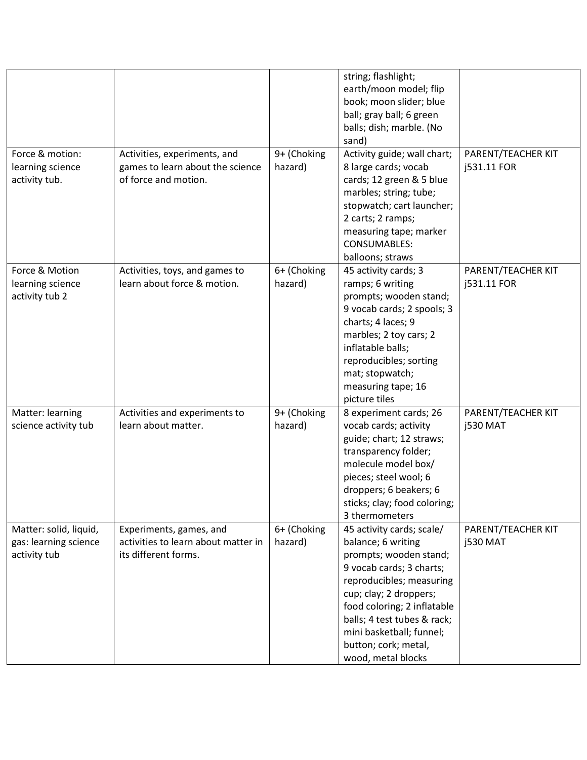| | | | string; flashlight; earth/moon model; flip book; moon slider; blue ball; gray ball; 6 green balls; dish; marble. (No sand) | |
|---|---|---|---|---|
| Force & motion: learning science activity tub. | Activities, experiments, and games to learn about the science of force and motion. | 9+ (Choking hazard) | Activity guide; wall chart; 8 large cards; vocab cards; 12 green & 5 blue marbles; string; tube; stopwatch; cart launcher; 2 carts; 2 ramps; measuring tape; marker CONSUMABLES: balloons; straws | PARENT/TEACHER KIT j531.11 FOR |
| Force & Motion learning science activity tub 2 | Activities, toys, and games to learn about force & motion. | 6+ (Choking hazard) | 45 activity cards; 3 ramps; 6 writing prompts; wooden stand; 9 vocab cards; 2 spools; 3 charts; 4 laces; 9 marbles; 2 toy cars; 2 inflatable balls; reproducibles; sorting mat; stopwatch; measuring tape; 16 picture tiles | PARENT/TEACHER KIT j531.11 FOR |
| Matter: learning science activity tub | Activities and experiments to learn about matter. | 9+ (Choking hazard) | 8 experiment cards; 26 vocab cards; activity guide; chart; 12 straws; transparency folder; molecule model box/ pieces; steel wool; 6 droppers; 6 beakers; 6 sticks; clay; food coloring; 3 thermometers | PARENT/TEACHER KIT j530 MAT |
| Matter: solid, liquid, gas: learning science activity tub | Experiments, games, and activities to learn about matter in its different forms. | 6+ (Choking hazard) | 45 activity cards; scale/ balance; 6 writing prompts; wooden stand; 9 vocab cards; 3 charts; reproducibles; measuring cup; clay; 2 droppers; food coloring; 2 inflatable balls; 4 test tubes & rack; mini basketball; funnel; button; cork; metal, wood, metal blocks | PARENT/TEACHER KIT j530 MAT |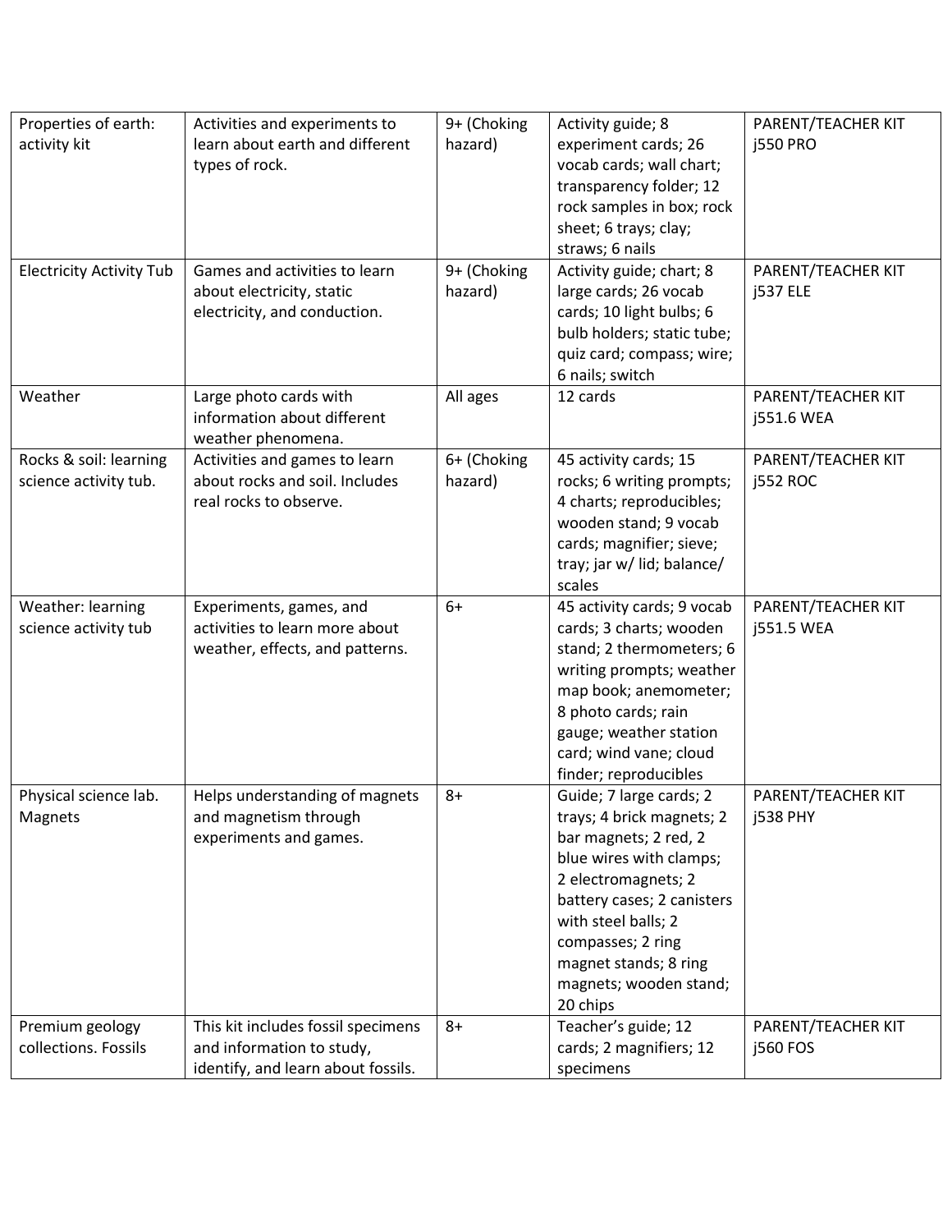| Properties of earth: activity kit | Activities and experiments to learn about earth and different types of rock. | 9+ (Choking hazard) | Activity guide; 8 experiment cards; 26 vocab cards; wall chart; transparency folder; 12 rock samples in box; rock sheet; 6 trays; clay; straws; 6 nails | PARENT/TEACHER KIT j550 PRO |
|---|---|---|---|---|
| Electricity Activity Tub | Games and activities to learn about electricity, static electricity, and conduction. | 9+ (Choking hazard) | Activity guide; chart; 8 large cards; 26 vocab cards; 10 light bulbs; 6 bulb holders; static tube; quiz card; compass; wire; 6 nails; switch | PARENT/TEACHER KIT j537 ELE |
| Weather | Large photo cards with information about different weather phenomena. | All ages | 12 cards | PARENT/TEACHER KIT j551.6 WEA |
| Rocks & soil: learning science activity tub. | Activities and games to learn about rocks and soil. Includes real rocks to observe. | 6+ (Choking hazard) | 45 activity cards; 15 rocks; 6 writing prompts; 4 charts; reproducibles; wooden stand; 9 vocab cards; magnifier; sieve; tray; jar w/ lid; balance/ scales | PARENT/TEACHER KIT j552 ROC |
| Weather: learning science activity tub | Experiments, games, and activities to learn more about weather, effects, and patterns. | 6+ | 45 activity cards; 9 vocab cards; 3 charts; wooden stand; 2 thermometers; 6 writing prompts; weather map book; anemometer; 8 photo cards; rain gauge; weather station card; wind vane; cloud finder; reproducibles | PARENT/TEACHER KIT j551.5 WEA |
| Physical science lab. Magnets | Helps understanding of magnets and magnetism through experiments and games. | 8+ | Guide; 7 large cards; 2 trays; 4 brick magnets; 2 bar magnets; 2 red, 2 blue wires with clamps; 2 electromagnets; 2 battery cases; 2 canisters with steel balls; 2 compasses; 2 ring magnet stands; 8 ring magnets; wooden stand; 20 chips | PARENT/TEACHER KIT j538 PHY |
| Premium geology collections. Fossils | This kit includes fossil specimens and information to study, identify, and learn about fossils. | 8+ | Teacher's guide; 12 cards; 2 magnifiers; 12 specimens | PARENT/TEACHER KIT j560 FOS |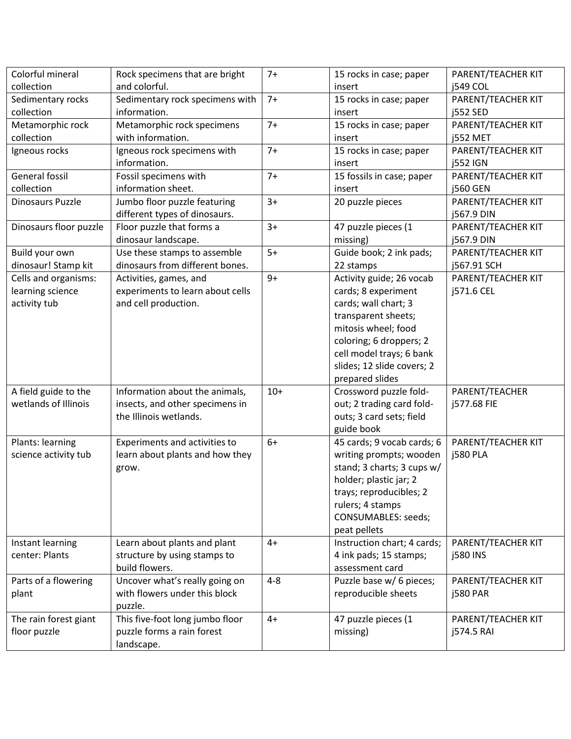| Colorful mineral collection | Rock specimens that are bright and colorful. | 7+ | 15 rocks in case; paper insert | PARENT/TEACHER KIT j549 COL |
|---|---|---|---|---|
| Sedimentary rocks collection | Sedimentary rock specimens with information. | 7+ | 15 rocks in case; paper insert | PARENT/TEACHER KIT j552 SED |
| Metamorphic rock collection | Metamorphic rock specimens with information. | 7+ | 15 rocks in case; paper insert | PARENT/TEACHER KIT j552 MET |
| Igneous rocks | Igneous rock specimens with information. | 7+ | 15 rocks in case; paper insert | PARENT/TEACHER KIT j552 IGN |
| General fossil collection | Fossil specimens with information sheet. | 7+ | 15 fossils in case; paper insert | PARENT/TEACHER KIT j560 GEN |
| Dinosaurs Puzzle | Jumbo floor puzzle featuring different types of dinosaurs. | 3+ | 20 puzzle pieces | PARENT/TEACHER KIT j567.9 DIN |
| Dinosaurs floor puzzle | Floor puzzle that forms a dinosaur landscape. | 3+ | 47 puzzle pieces (1 missing) | PARENT/TEACHER KIT j567.9 DIN |
| Build your own dinosaur! Stamp kit | Use these stamps to assemble dinosaurs from different bones. | 5+ | Guide book; 2 ink pads; 22 stamps | PARENT/TEACHER KIT j567.91 SCH |
| Cells and organisms: learning science activity tub | Activities, games, and experiments to learn about cells and cell production. | 9+ | Activity guide; 26 vocab cards; 8 experiment cards; wall chart; 3 transparent sheets; mitosis wheel; food coloring; 6 droppers; 2 cell model trays; 6 bank slides; 12 slide covers; 2 prepared slides | PARENT/TEACHER KIT j571.6 CEL |
| A field guide to the wetlands of Illinois | Information about the animals, insects, and other specimens in the Illinois wetlands. | 10+ | Crossword puzzle fold-out; 2 trading card fold-outs; 3 card sets; field guide book | PARENT/TEACHER j577.68 FIE |
| Plants: learning science activity tub | Experiments and activities to learn about plants and how they grow. | 6+ | 45 cards; 9 vocab cards; 6 writing prompts; wooden stand; 3 charts; 3 cups w/ holder; plastic jar; 2 trays; reproducibles; 2 rulers; 4 stamps CONSUMABLES: seeds; peat pellets | PARENT/TEACHER KIT j580 PLA |
| Instant learning center: Plants | Learn about plants and plant structure by using stamps to build flowers. | 4+ | Instruction chart; 4 cards; 4 ink pads; 15 stamps; assessment card | PARENT/TEACHER KIT j580 INS |
| Parts of a flowering plant | Uncover what's really going on with flowers under this block puzzle. | 4-8 | Puzzle base w/ 6 pieces; reproducible sheets | PARENT/TEACHER KIT j580 PAR |
| The rain forest giant floor puzzle | This five-foot long jumbo floor puzzle forms a rain forest landscape. | 4+ | 47 puzzle pieces (1 missing) | PARENT/TEACHER KIT j574.5 RAI |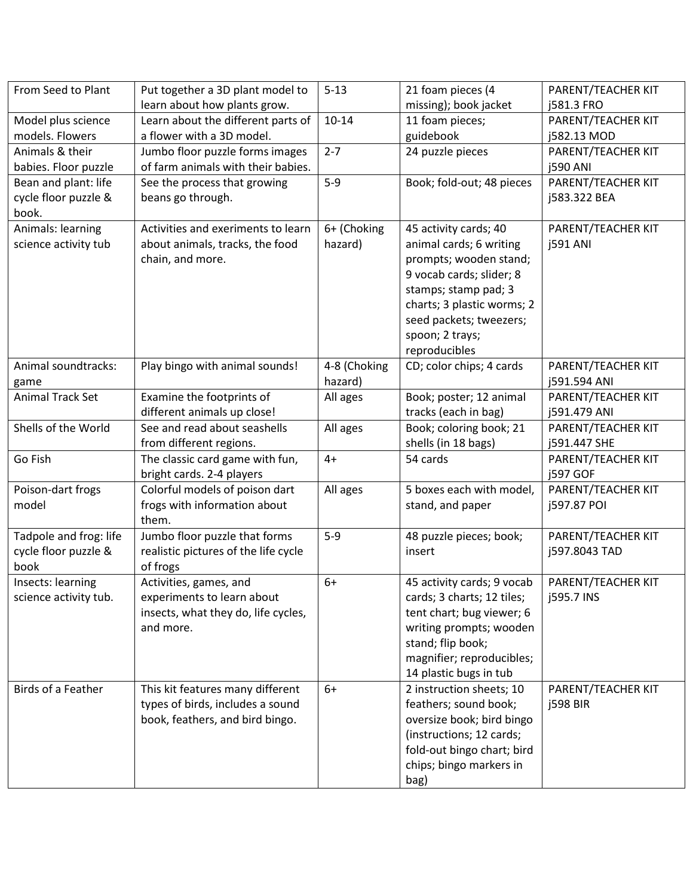| | | | | |
|---|---|---|---|---|
| From Seed to Plant | Put together a 3D plant model to learn about how plants grow. | 5-13 | 21 foam pieces (4 missing); book jacket | PARENT/TEACHER KIT j581.3 FRO |
| Model plus science models. Flowers | Learn about the different parts of a flower with a 3D model. | 10-14 | 11 foam pieces; guidebook | PARENT/TEACHER KIT j582.13 MOD |
| Animals & their babies. Floor puzzle | Jumbo floor puzzle forms images of farm animals with their babies. | 2-7 | 24 puzzle pieces | PARENT/TEACHER KIT j590 ANI |
| Bean and plant: life cycle floor puzzle & book. | See the process that growing beans go through. | 5-9 | Book; fold-out; 48 pieces | PARENT/TEACHER KIT j583.322 BEA |
| Animals: learning science activity tub | Activities and exeriments to learn about animals, tracks, the food chain, and more. | 6+ (Choking hazard) | 45 activity cards; 40 animal cards; 6 writing prompts; wooden stand; 9 vocab cards; slider; 8 stamps; stamp pad; 3 charts; 3 plastic worms; 2 seed packets; tweezers; spoon; 2 trays; reproducibles | PARENT/TEACHER KIT j591 ANI |
| Animal soundtracks: game | Play bingo with animal sounds! | 4-8 (Choking hazard) | CD; color chips; 4 cards | PARENT/TEACHER KIT j591.594 ANI |
| Animal Track Set | Examine the footprints of different animals up close! | All ages | Book; poster; 12 animal tracks (each in bag) | PARENT/TEACHER KIT j591.479 ANI |
| Shells of the World | See and read about seashells from different regions. | All ages | Book; coloring book; 21 shells (in 18 bags) | PARENT/TEACHER KIT j591.447 SHE |
| Go Fish | The classic card game with fun, bright cards. 2-4 players | 4+ | 54 cards | PARENT/TEACHER KIT j597 GOF |
| Poison-dart frogs model | Colorful models of poison dart frogs with information about them. | All ages | 5 boxes each with model, stand, and paper | PARENT/TEACHER KIT j597.87 POI |
| Tadpole and frog: life cycle floor puzzle & book | Jumbo floor puzzle that forms realistic pictures of the life cycle of frogs | 5-9 | 48 puzzle pieces; book; insert | PARENT/TEACHER KIT j597.8043 TAD |
| Insects: learning science activity tub. | Activities, games, and experiments to learn about insects, what they do, life cycles, and more. | 6+ | 45 activity cards; 9 vocab cards; 3 charts; 12 tiles; tent chart; bug viewer; 6 writing prompts; wooden stand; flip book; magnifier; reproducibles; 14 plastic bugs in tub | PARENT/TEACHER KIT j595.7 INS |
| Birds of a Feather | This kit features many different types of birds, includes a sound book, feathers, and bird bingo. | 6+ | 2 instruction sheets; 10 feathers; sound book; oversize book; bird bingo (instructions; 12 cards; fold-out bingo chart; bird chips; bingo markers in bag) | PARENT/TEACHER KIT j598 BIR |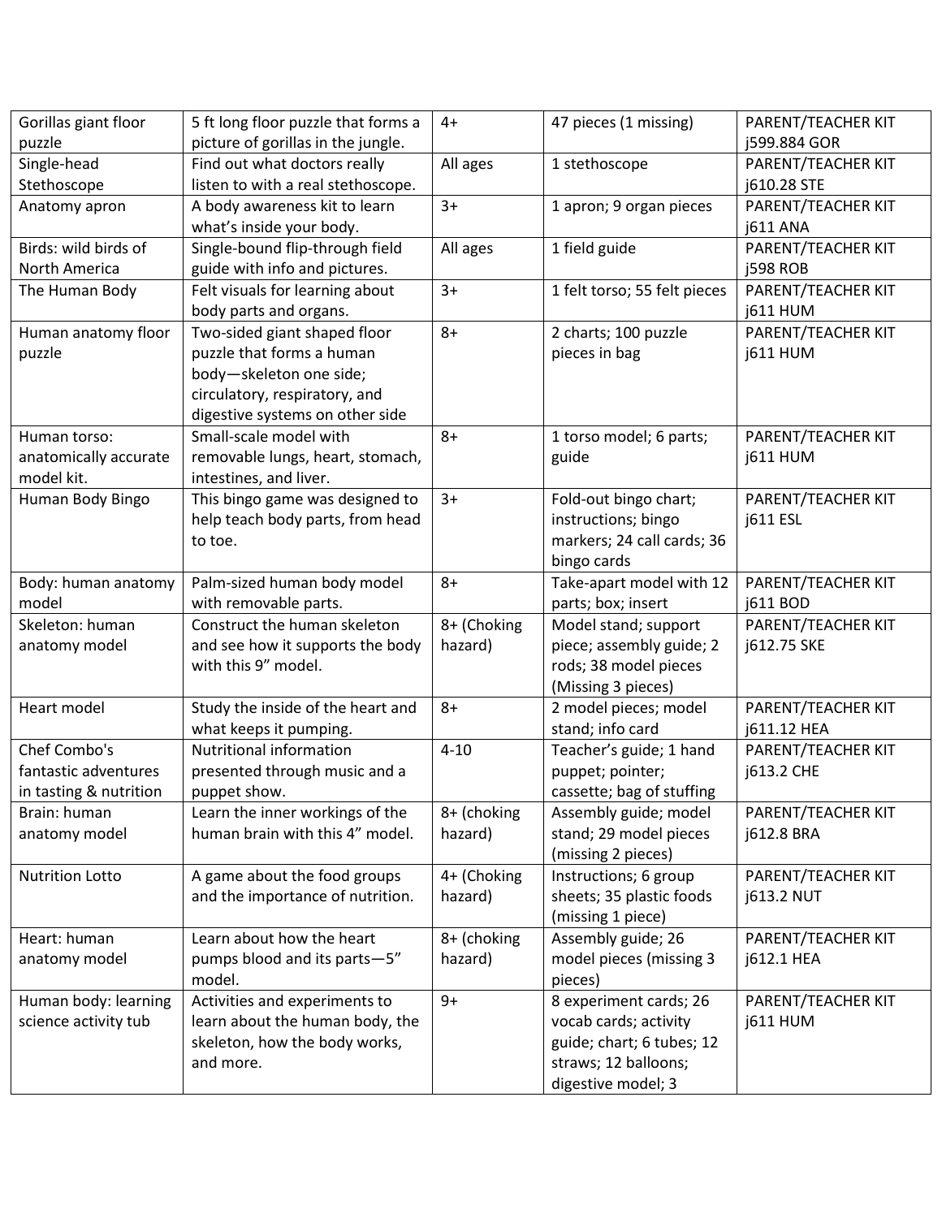| Gorillas giant floor puzzle | 5 ft long floor puzzle that forms a picture of gorillas in the jungle. | 4+ | 47 pieces (1 missing) | PARENT/TEACHER KIT j599.884 GOR |
|---|---|---|---|---|
| Single-head Stethoscope | Find out what doctors really listen to with a real stethoscope. | All ages | 1 stethoscope | PARENT/TEACHER KIT j610.28 STE |
| Anatomy apron | A body awareness kit to learn what's inside your body. | 3+ | 1 apron; 9 organ pieces | PARENT/TEACHER KIT j611 ANA |
| Birds: wild birds of North America | Single-bound flip-through field guide with info and pictures. | All ages | 1 field guide | PARENT/TEACHER KIT j598 ROB |
| The Human Body | Felt visuals for learning about body parts and organs. | 3+ | 1 felt torso; 55 felt pieces | PARENT/TEACHER KIT j611 HUM |
| Human anatomy floor puzzle | Two-sided giant shaped floor puzzle that forms a human body—skeleton one side; circulatory, respiratory, and digestive systems on other side | 8+ | 2 charts; 100 puzzle pieces in bag | PARENT/TEACHER KIT j611 HUM |
| Human torso: anatomically accurate model kit. | Small-scale model with removable lungs, heart, stomach, intestines, and liver. | 8+ | 1 torso model; 6 parts; guide | PARENT/TEACHER KIT j611 HUM |
| Human Body Bingo | This bingo game was designed to help teach body parts, from head to toe. | 3+ | Fold-out bingo chart; instructions; bingo markers; 24 call cards; 36 bingo cards | PARENT/TEACHER KIT j611 ESL |
| Body: human anatomy model | Palm-sized human body model with removable parts. | 8+ | Take-apart model with 12 parts; box; insert | PARENT/TEACHER KIT j611 BOD |
| Skeleton: human anatomy model | Construct the human skeleton and see how it supports the body with this 9" model. | 8+ (Choking hazard) | Model stand; support piece; assembly guide; 2 rods; 38 model pieces (Missing 3 pieces) | PARENT/TEACHER KIT j612.75 SKE |
| Heart model | Study the inside of the heart and what keeps it pumping. | 8+ | 2 model pieces; model stand; info card | PARENT/TEACHER KIT j611.12 HEA |
| Chef Combo's fantastic adventures in tasting & nutrition | Nutritional information presented through music and a puppet show. | 4-10 | Teacher's guide; 1 hand puppet; pointer; cassette; bag of stuffing | PARENT/TEACHER KIT j613.2 CHE |
| Brain: human anatomy model | Learn the inner workings of the human brain with this 4" model. | 8+ (choking hazard) | Assembly guide; model stand; 29 model pieces (missing 2 pieces) | PARENT/TEACHER KIT j612.8 BRA |
| Nutrition Lotto | A game about the food groups and the importance of nutrition. | 4+ (Choking hazard) | Instructions; 6 group sheets; 35 plastic foods (missing 1 piece) | PARENT/TEACHER KIT j613.2 NUT |
| Heart: human anatomy model | Learn about how the heart pumps blood and its parts—5" model. | 8+ (choking hazard) | Assembly guide; 26 model pieces (missing 3 pieces) | PARENT/TEACHER KIT j612.1 HEA |
| Human body: learning science activity tub | Activities and experiments to learn about the human body, the skeleton, how the body works, and more. | 9+ | 8 experiment cards; 26 vocab cards; activity guide; chart; 6 tubes; 12 straws; 12 balloons; digestive model; 3 | PARENT/TEACHER KIT j611 HUM |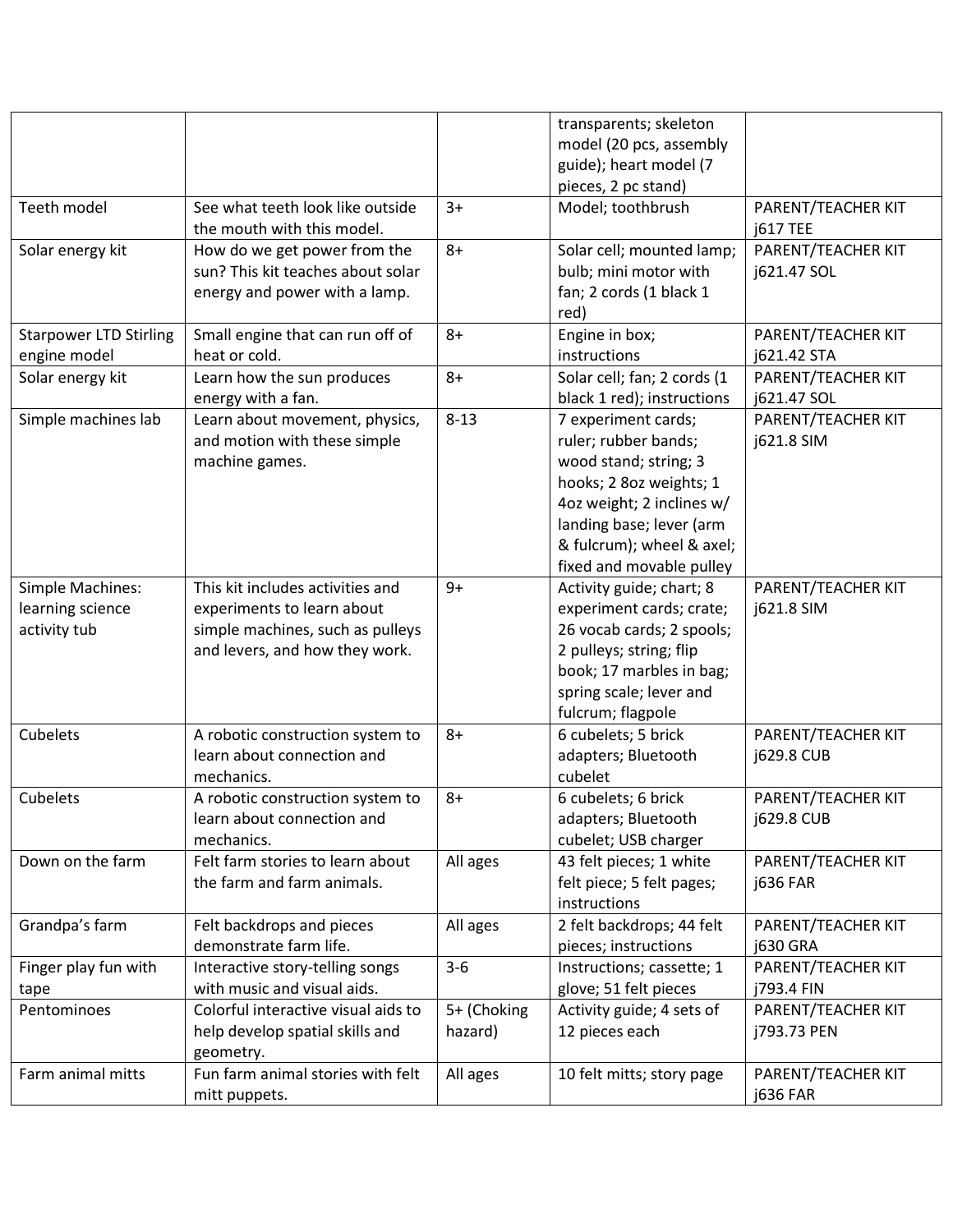| | | | transparents; skeleton model (20 pcs, assembly guide); heart model (7 pieces, 2 pc stand) | |
|---|---|---|---|---|
| Teeth model | See what teeth look like outside the mouth with this model. | 3+ | Model; toothbrush | PARENT/TEACHER KIT j617 TEE |
| Solar energy kit | How do we get power from the sun? This kit teaches about solar energy and power with a lamp. | 8+ | Solar cell; mounted lamp; bulb; mini motor with fan; 2 cords (1 black 1 red) | PARENT/TEACHER KIT j621.47 SOL |
| Starpower LTD Stirling engine model | Small engine that can run off of heat or cold. | 8+ | Engine in box; instructions | PARENT/TEACHER KIT j621.42 STA |
| Solar energy kit | Learn how the sun produces energy with a fan. | 8+ | Solar cell; fan; 2 cords (1 black 1 red); instructions | PARENT/TEACHER KIT j621.47 SOL |
| Simple machines lab | Learn about movement, physics, and motion with these simple machine games. | 8-13 | 7 experiment cards; ruler; rubber bands; wood stand; string; 3 hooks; 2 8oz weights; 1 4oz weight; 2 inclines w/ landing base; lever (arm & fulcrum); wheel & axel; fixed and movable pulley | PARENT/TEACHER KIT j621.8 SIM |
| Simple Machines: learning science activity tub | This kit includes activities and experiments to learn about simple machines, such as pulleys and levers, and how they work. | 9+ | Activity guide; chart; 8 experiment cards; crate; 26 vocab cards; 2 spools; 2 pulleys; string; flip book; 17 marbles in bag; spring scale; lever and fulcrum; flagpole | PARENT/TEACHER KIT j621.8 SIM |
| Cubelets | A robotic construction system to learn about connection and mechanics. | 8+ | 6 cubelets; 5 brick adapters; Bluetooth cubelet | PARENT/TEACHER KIT j629.8 CUB |
| Cubelets | A robotic construction system to learn about connection and mechanics. | 8+ | 6 cubelets; 6 brick adapters; Bluetooth cubelet; USB charger | PARENT/TEACHER KIT j629.8 CUB |
| Down on the farm | Felt farm stories to learn about the farm and farm animals. | All ages | 43 felt pieces; 1 white felt piece; 5 felt pages; instructions | PARENT/TEACHER KIT j636 FAR |
| Grandpa's farm | Felt backdrops and pieces demonstrate farm life. | All ages | 2 felt backdrops; 44 felt pieces; instructions | PARENT/TEACHER KIT j630 GRA |
| Finger play fun with tape | Interactive story-telling songs with music and visual aids. | 3-6 | Instructions; cassette; 1 glove; 51 felt pieces | PARENT/TEACHER KIT j793.4 FIN |
| Pentominoes | Colorful interactive visual aids to help develop spatial skills and geometry. | 5+ (Choking hazard) | Activity guide; 4 sets of 12 pieces each | PARENT/TEACHER KIT j793.73 PEN |
| Farm animal mitts | Fun farm animal stories with felt mitt puppets. | All ages | 10 felt mitts; story page | PARENT/TEACHER KIT j636 FAR |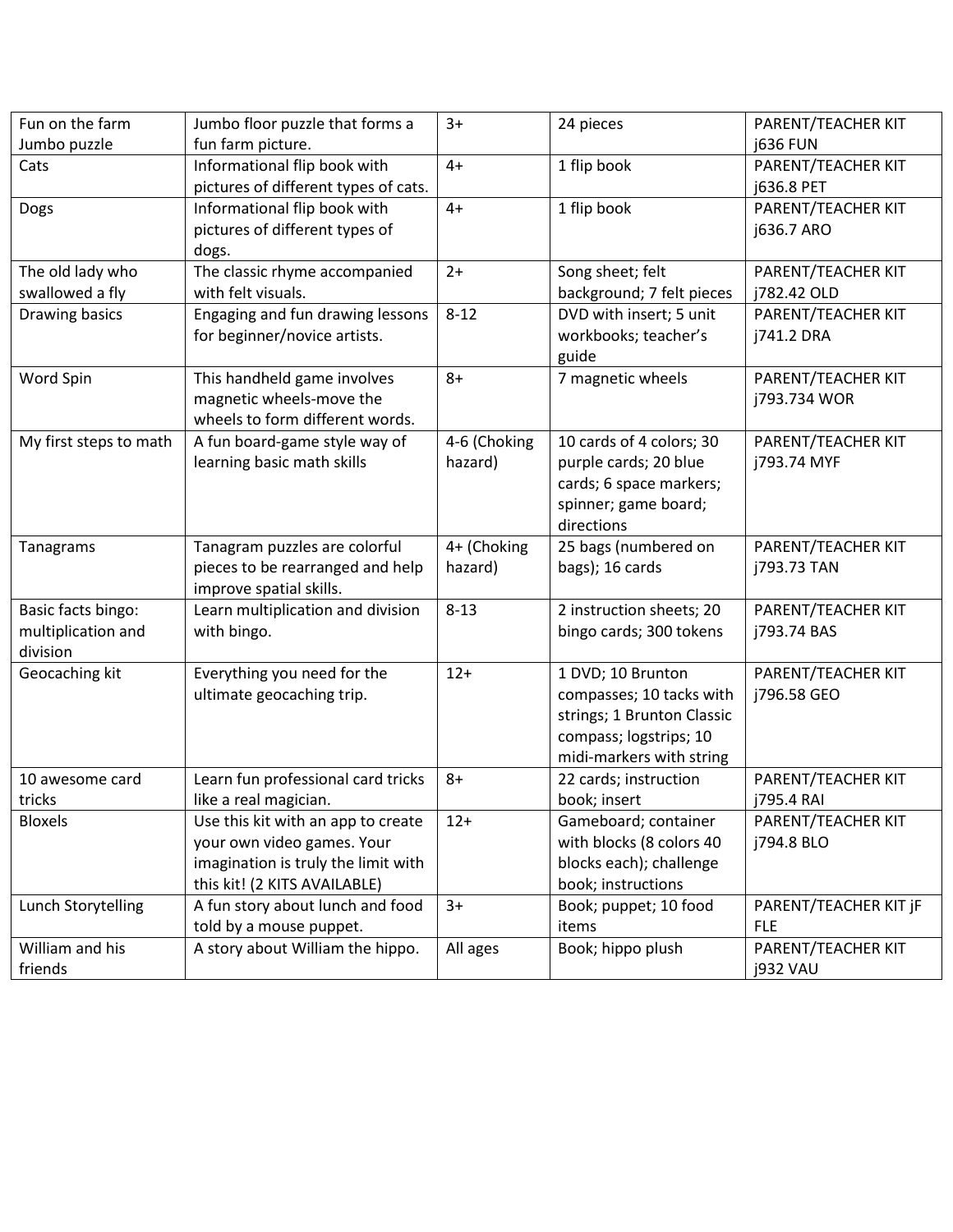| | | | | |
|---|---|---|---|---|
| Fun on the farm Jumbo puzzle | Jumbo floor puzzle that forms a fun farm picture. | 3+ | 24 pieces | PARENT/TEACHER KIT j636 FUN |
| Cats | Informational flip book with pictures of different types of cats. | 4+ | 1 flip book | PARENT/TEACHER KIT j636.8 PET |
| Dogs | Informational flip book with pictures of different types of dogs. | 4+ | 1 flip book | PARENT/TEACHER KIT j636.7 ARO |
| The old lady who swallowed a fly | The classic rhyme accompanied with felt visuals. | 2+ | Song sheet; felt background; 7 felt pieces | PARENT/TEACHER KIT j782.42 OLD |
| Drawing basics | Engaging and fun drawing lessons for beginner/novice artists. | 8-12 | DVD with insert; 5 unit workbooks; teacher's guide | PARENT/TEACHER KIT j741.2 DRA |
| Word Spin | This handheld game involves magnetic wheels-move the wheels to form different words. | 8+ | 7 magnetic wheels | PARENT/TEACHER KIT j793.734 WOR |
| My first steps to math | A fun board-game style way of learning basic math skills | 4-6 (Choking hazard) | 10 cards of 4 colors; 30 purple cards; 20 blue cards; 6 space markers; spinner; game board; directions | PARENT/TEACHER KIT j793.74 MYF |
| Tanagrams | Tanagram puzzles are colorful pieces to be rearranged and help improve spatial skills. | 4+ (Choking hazard) | 25 bags (numbered on bags); 16 cards | PARENT/TEACHER KIT j793.73 TAN |
| Basic facts bingo: multiplication and division | Learn multiplication and division with bingo. | 8-13 | 2 instruction sheets; 20 bingo cards; 300 tokens | PARENT/TEACHER KIT j793.74 BAS |
| Geocaching kit | Everything you need for the ultimate geocaching trip. | 12+ | 1 DVD; 10 Brunton compasses; 10 tacks with strings; 1 Brunton Classic compass; logstrips; 10 midi-markers with string | PARENT/TEACHER KIT j796.58 GEO |
| 10 awesome card tricks | Learn fun professional card tricks like a real magician. | 8+ | 22 cards; instruction book; insert | PARENT/TEACHER KIT j795.4 RAI |
| Bloxels | Use this kit with an app to create your own video games. Your imagination is truly the limit with this kit! (2 KITS AVAILABLE) | 12+ | Gameboard; container with blocks (8 colors 40 blocks each); challenge book; instructions | PARENT/TEACHER KIT j794.8 BLO |
| Lunch Storytelling | A fun story about lunch and food told by a mouse puppet. | 3+ | Book; puppet; 10 food items | PARENT/TEACHER KIT jF FLE |
| William and his friends | A story about William the hippo. | All ages | Book; hippo plush | PARENT/TEACHER KIT j932 VAU |